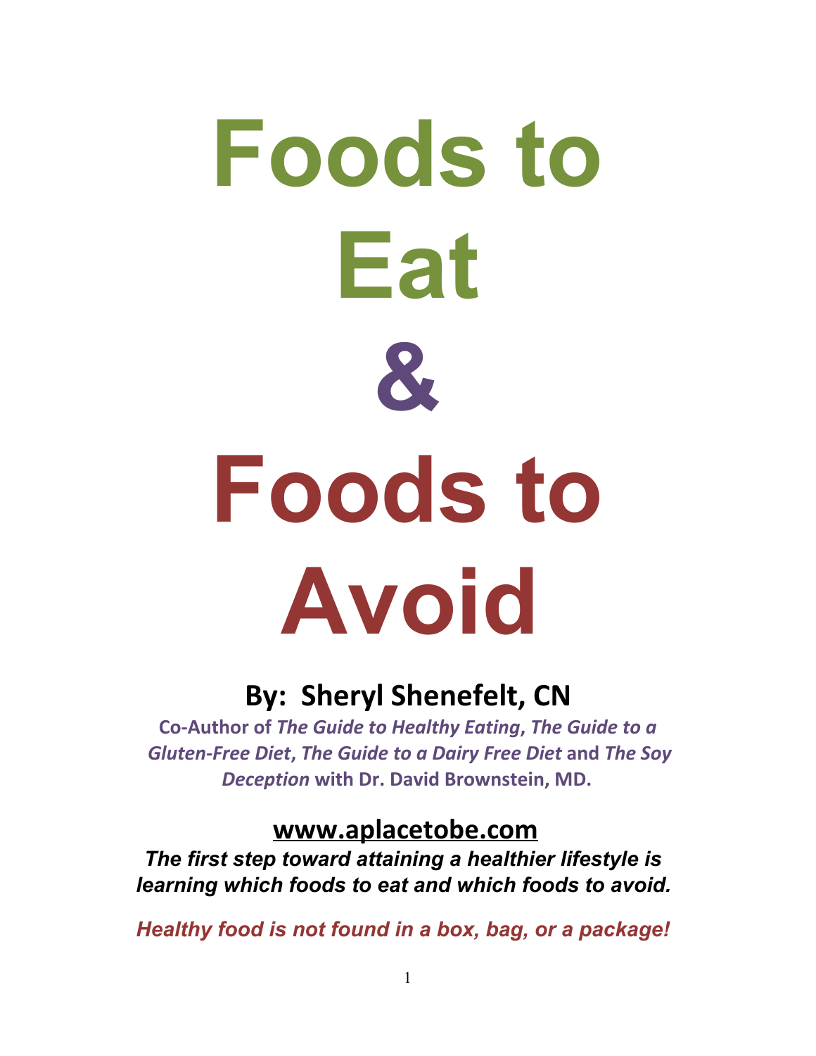# Foods to Eat

# &

# Foods to Avoid

## By: Sheryl Shenefelt, CN

**Co-Author of *The Guide to Healthy Eating*, *The Guide to a Gluten-Free Diet*, *The Guide to a Dairy Free Diet* and *The Soy Deception* with Dr. David Brownstein, MD.**

### www.aplacetobe.com

***The first step toward attaining a healthier lifestyle is learning which foods to eat and which foods to avoid.***

***Healthy food is not found in a box, bag, or a package!***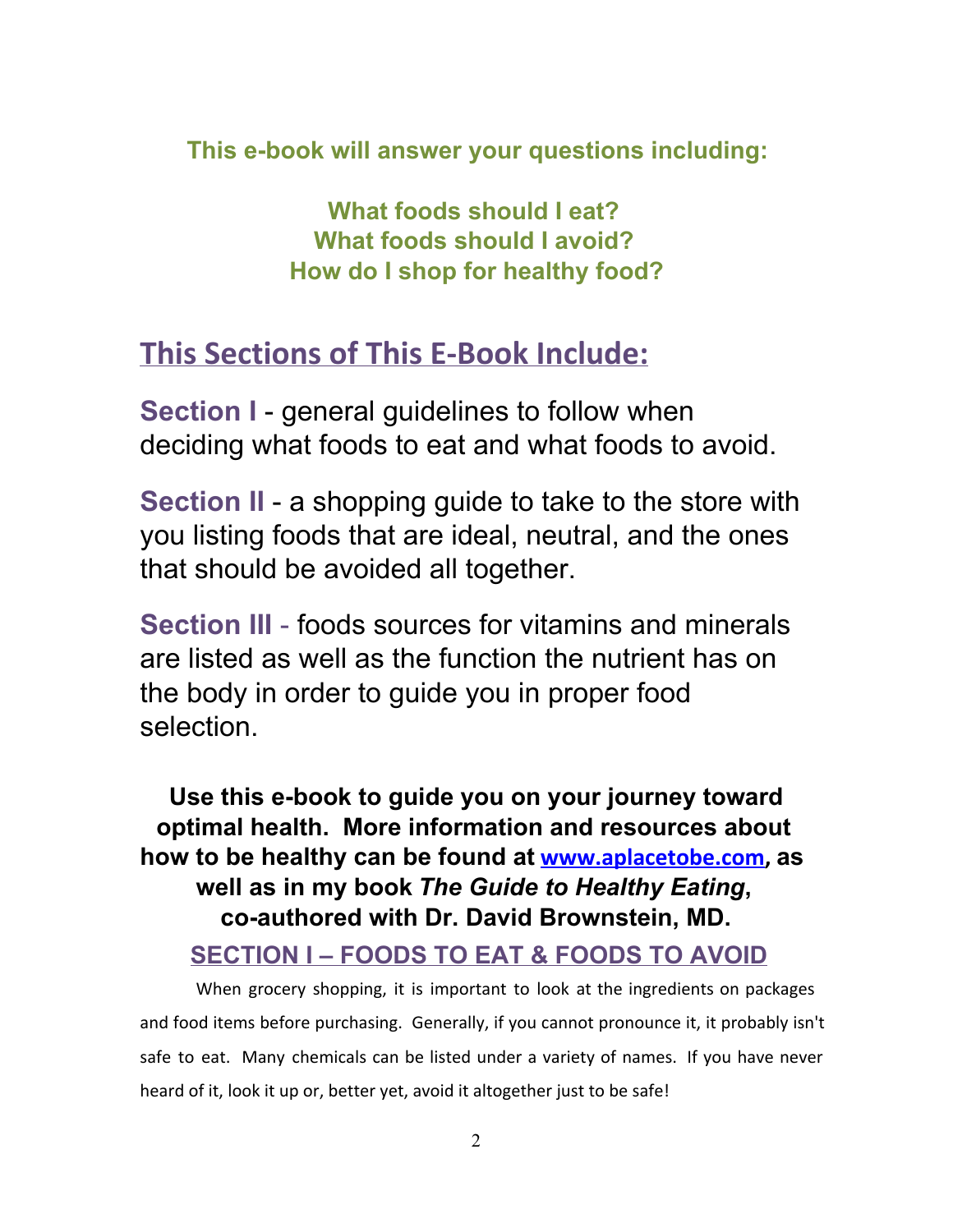**This e-book will answer your questions including:**

**What foods should I eat?**
**What foods should I avoid?**
**How do I shop for healthy food?**

## This Sections of This E-Book Include:

**Section I** - general guidelines to follow when deciding what foods to eat and what foods to avoid.

**Section II** - a shopping guide to take to the store with you listing foods that are ideal, neutral, and the ones that should be avoided all together.

**Section III** - foods sources for vitamins and minerals are listed as well as the function the nutrient has on the body in order to guide you in proper food selection.

**Use this e-book to guide you on your journey toward optimal health. More information and resources about how to be healthy can be found at [www.aplacetobe.com](http://www.aplacetobe.com), as well as in my book *The Guide to Healthy Eating*, co-authored with Dr. David Brownstein, MD.**

## SECTION I – FOODS TO EAT & FOODS TO AVOID

When grocery shopping, it is important to look at the ingredients on packages and food items before purchasing. Generally, if you cannot pronounce it, it probably isn't safe to eat. Many chemicals can be listed under a variety of names. If you have never heard of it, look it up or, better yet, avoid it altogether just to be safe!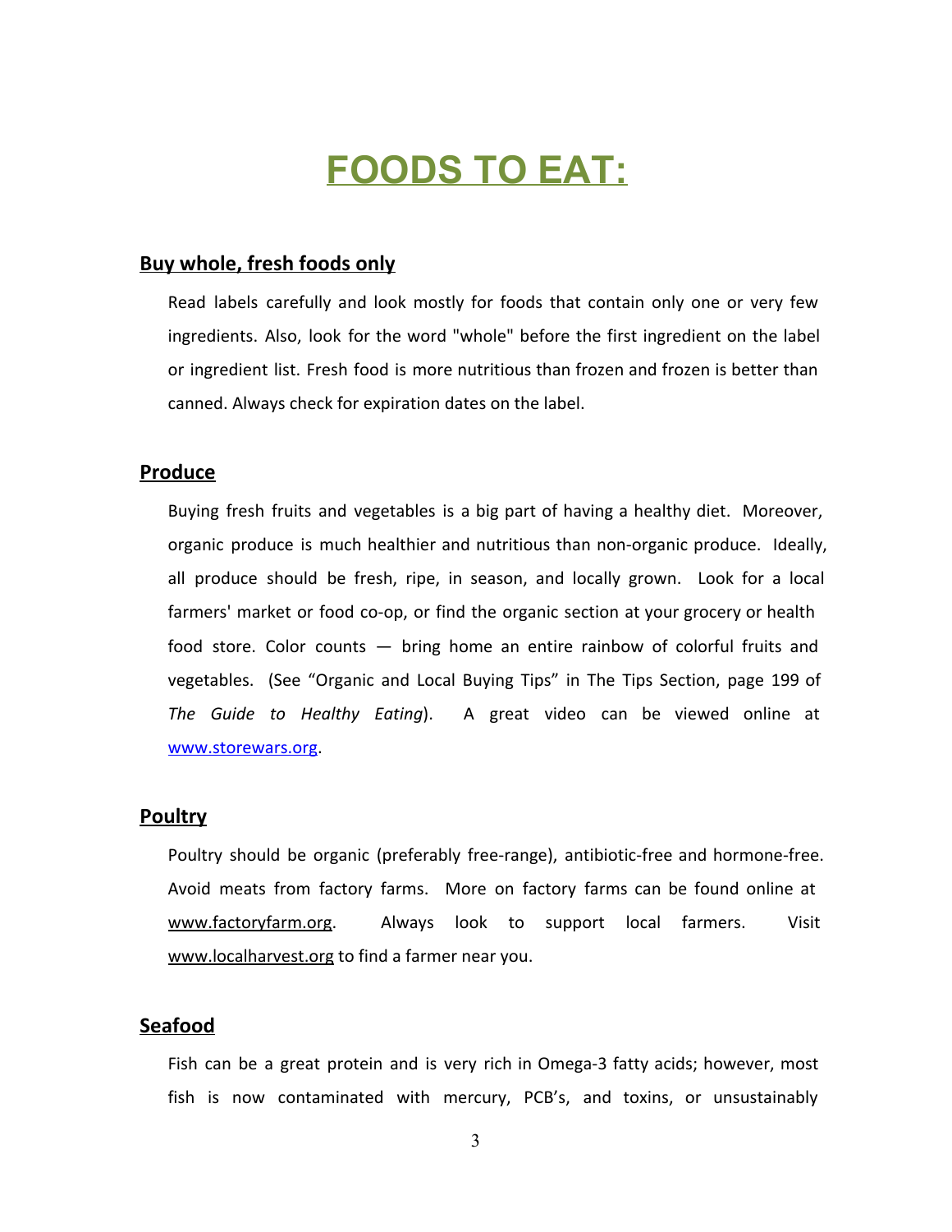# FOODS TO EAT:

## Buy whole, fresh foods only

Read labels carefully and look mostly for foods that contain only one or very few ingredients. Also, look for the word "whole" before the first ingredient on the label or ingredient list. Fresh food is more nutritious than frozen and frozen is better than canned. Always check for expiration dates on the label.

## Produce

Buying fresh fruits and vegetables is a big part of having a healthy diet. Moreover, organic produce is much healthier and nutritious than non-organic produce. Ideally, all produce should be fresh, ripe, in season, and locally grown. Look for a local farmers' market or food co-op, or find the organic section at your grocery or health food store. Color counts — bring home an entire rainbow of colorful fruits and vegetables. (See "Organic and Local Buying Tips" in The Tips Section, page 199 of *The Guide to Healthy Eating*). A great video can be viewed online at www.storewars.org.

## Poultry

Poultry should be organic (preferably free-range), antibiotic-free and hormone-free. Avoid meats from factory farms. More on factory farms can be found online at www.factoryfarm.org. Always look to support local farmers. Visit www.localharvest.org to find a farmer near you.

## Seafood

Fish can be a great protein and is very rich in Omega-3 fatty acids; however, most fish is now contaminated with mercury, PCB's, and toxins, or unsustainably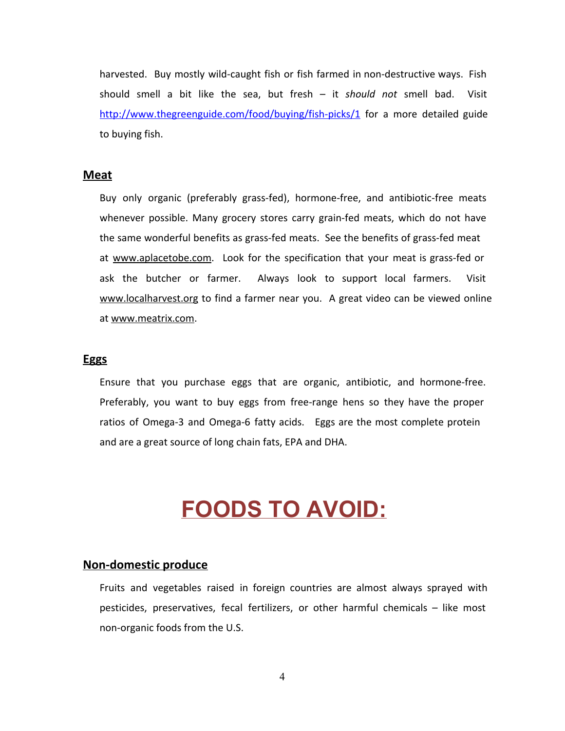harvested. Buy mostly wild-caught fish or fish farmed in non-destructive ways. Fish should smell a bit like the sea, but fresh – it *should not* smell bad. Visit http://www.thegreenguide.com/food/buying/fish-picks/1 for a more detailed guide to buying fish.

### Meat

Buy only organic (preferably grass-fed), hormone-free, and antibiotic-free meats whenever possible. Many grocery stores carry grain-fed meats, which do not have the same wonderful benefits as grass-fed meats. See the benefits of grass-fed meat at www.aplacetobe.com. Look for the specification that your meat is grass-fed or ask the butcher or farmer. Always look to support local farmers. Visit www.localharvest.org to find a farmer near you. A great video can be viewed online at www.meatrix.com.

### Eggs

Ensure that you purchase eggs that are organic, antibiotic, and hormone-free. Preferably, you want to buy eggs from free-range hens so they have the proper ratios of Omega-3 and Omega-6 fatty acids. Eggs are the most complete protein and are a great source of long chain fats, EPA and DHA.

# FOODS TO AVOID:

### Non-domestic produce

Fruits and vegetables raised in foreign countries are almost always sprayed with pesticides, preservatives, fecal fertilizers, or other harmful chemicals – like most non-organic foods from the U.S.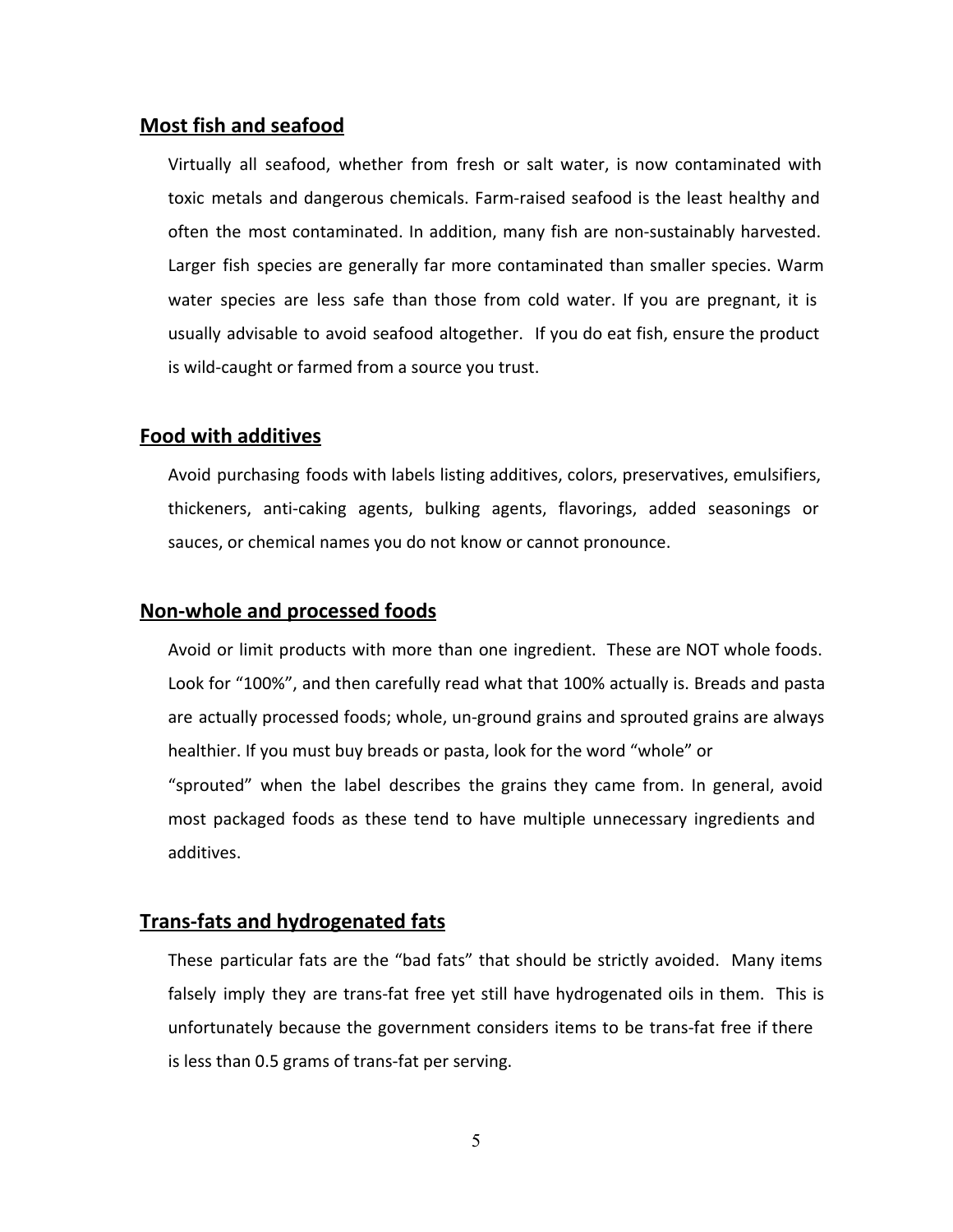## Most fish and seafood

Virtually all seafood, whether from fresh or salt water, is now contaminated with toxic metals and dangerous chemicals. Farm-raised seafood is the least healthy and often the most contaminated. In addition, many fish are non-sustainably harvested. Larger fish species are generally far more contaminated than smaller species. Warm water species are less safe than those from cold water. If you are pregnant, it is usually advisable to avoid seafood altogether. If you do eat fish, ensure the product is wild-caught or farmed from a source you trust.

## Food with additives

Avoid purchasing foods with labels listing additives, colors, preservatives, emulsifiers, thickeners, anti-caking agents, bulking agents, flavorings, added seasonings or sauces, or chemical names you do not know or cannot pronounce.

## Non-whole and processed foods

Avoid or limit products with more than one ingredient. These are NOT whole foods. Look for "100%", and then carefully read what that 100% actually is. Breads and pasta are actually processed foods; whole, un-ground grains and sprouted grains are always healthier. If you must buy breads or pasta, look for the word "whole" or "sprouted" when the label describes the grains they came from. In general, avoid most packaged foods as these tend to have multiple unnecessary ingredients and additives.

## Trans-fats and hydrogenated fats

These particular fats are the "bad fats" that should be strictly avoided. Many items falsely imply they are trans-fat free yet still have hydrogenated oils in them. This is unfortunately because the government considers items to be trans-fat free if there is less than 0.5 grams of trans-fat per serving.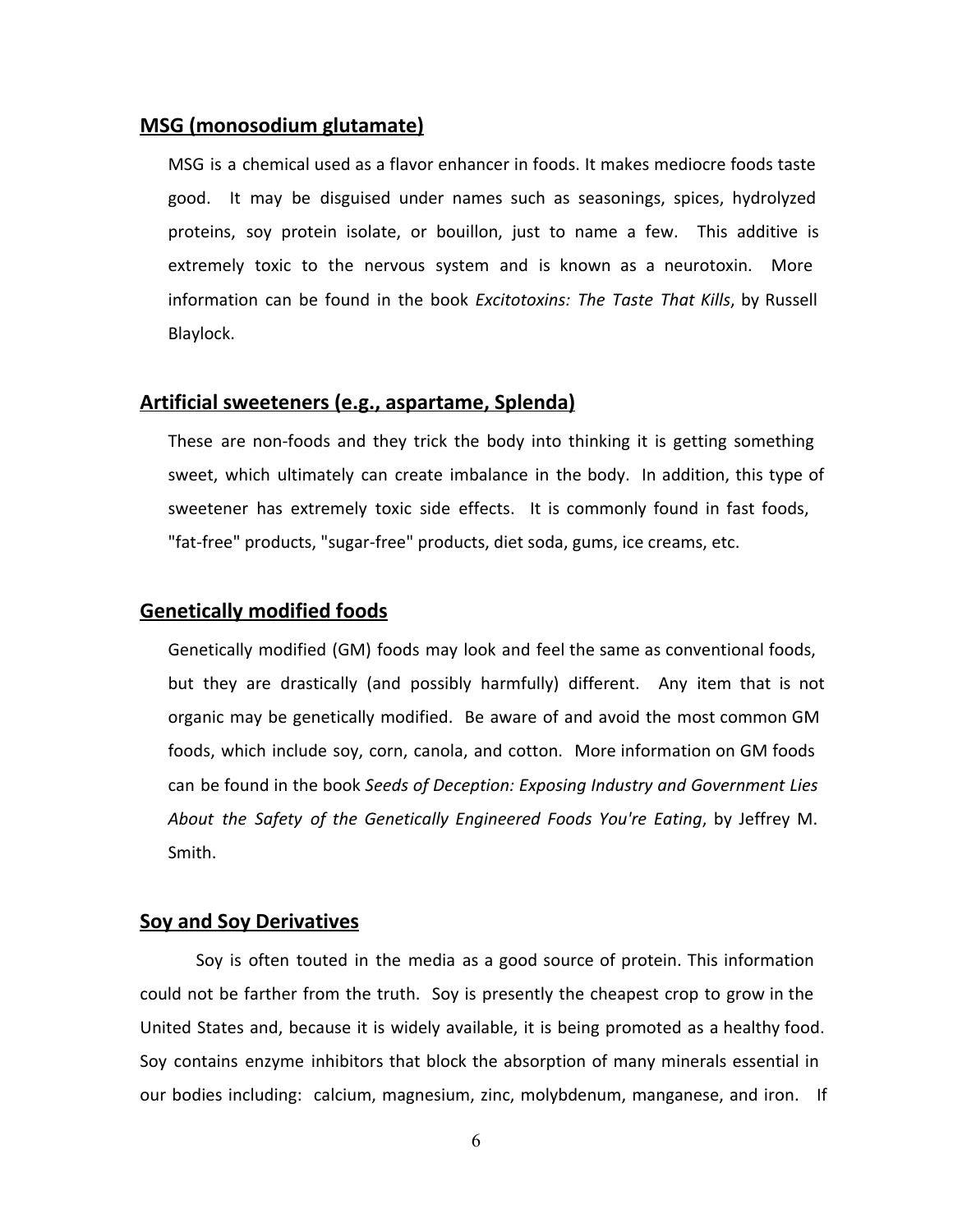## MSG (monosodium glutamate)

MSG is a chemical used as a flavor enhancer in foods. It makes mediocre foods taste good. It may be disguised under names such as seasonings, spices, hydrolyzed proteins, soy protein isolate, or bouillon, just to name a few. This additive is extremely toxic to the nervous system and is known as a neurotoxin. More information can be found in the book *Excitotoxins: The Taste That Kills*, by Russell Blaylock.

## Artificial sweeteners (e.g., aspartame, Splenda)

These are non-foods and they trick the body into thinking it is getting something sweet, which ultimately can create imbalance in the body. In addition, this type of sweetener has extremely toxic side effects. It is commonly found in fast foods, "fat-free" products, "sugar-free" products, diet soda, gums, ice creams, etc.

## Genetically modified foods

Genetically modified (GM) foods may look and feel the same as conventional foods, but they are drastically (and possibly harmfully) different. Any item that is not organic may be genetically modified. Be aware of and avoid the most common GM foods, which include soy, corn, canola, and cotton. More information on GM foods can be found in the book *Seeds of Deception: Exposing Industry and Government Lies About the Safety of the Genetically Engineered Foods You're Eating*, by Jeffrey M. Smith.

## Soy and Soy Derivatives

Soy is often touted in the media as a good source of protein. This information could not be farther from the truth. Soy is presently the cheapest crop to grow in the United States and, because it is widely available, it is being promoted as a healthy food. Soy contains enzyme inhibitors that block the absorption of many minerals essential in our bodies including: calcium, magnesium, zinc, molybdenum, manganese, and iron. If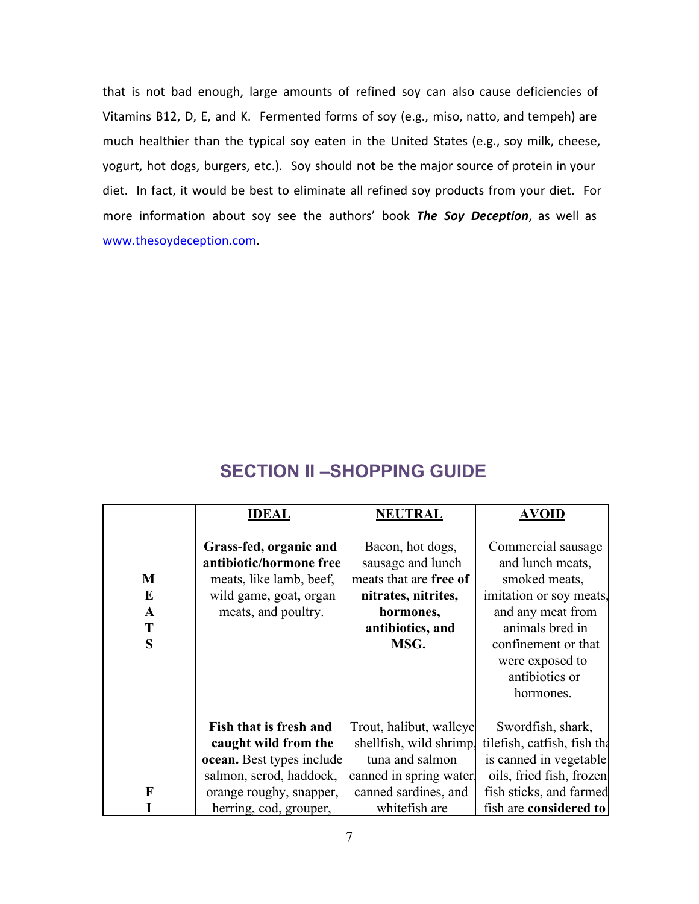that is not bad enough, large amounts of refined soy can also cause deficiencies of Vitamins B12, D, E, and K. Fermented forms of soy (e.g., miso, natto, and tempeh) are much healthier than the typical soy eaten in the United States (e.g., soy milk, cheese, yogurt, hot dogs, burgers, etc.). Soy should not be the major source of protein in your diet. In fact, it would be best to eliminate all refined soy products from your diet. For more information about soy see the authors' book ***The Soy Deception***, as well as www.thesoydeception.com.

## SECTION II –SHOPPING GUIDE

| | **IDEAL** | **NEUTRAL** | **AVOID** |
|---|---|---|---|
| M E A T S | **Grass-fed, organic and antibiotic/hormone free** meats, like lamb, beef, wild game, goat, organ meats, and poultry. | Bacon, hot dogs, sausage and lunch meats that are **free of nitrates, nitrites, hormones, antibiotics, and MSG.** | Commercial sausage and lunch meats, smoked meats, imitation or soy meats, and any meat from animals bred in confinement or that were exposed to antibiotics or hormones. |
| F I | **Fish that is fresh and caught wild from the ocean.** Best types include salmon, scrod, haddock, orange roughy, snapper, herring, cod, grouper, | Trout, halibut, walleye shellfish, wild shrimp, tuna and salmon canned in spring water, canned sardines, and whitefish are | Swordfish, shark, tilefish, catfish, fish that is canned in vegetable oils, fried fish, frozen fish sticks, and farmed fish are **considered to** |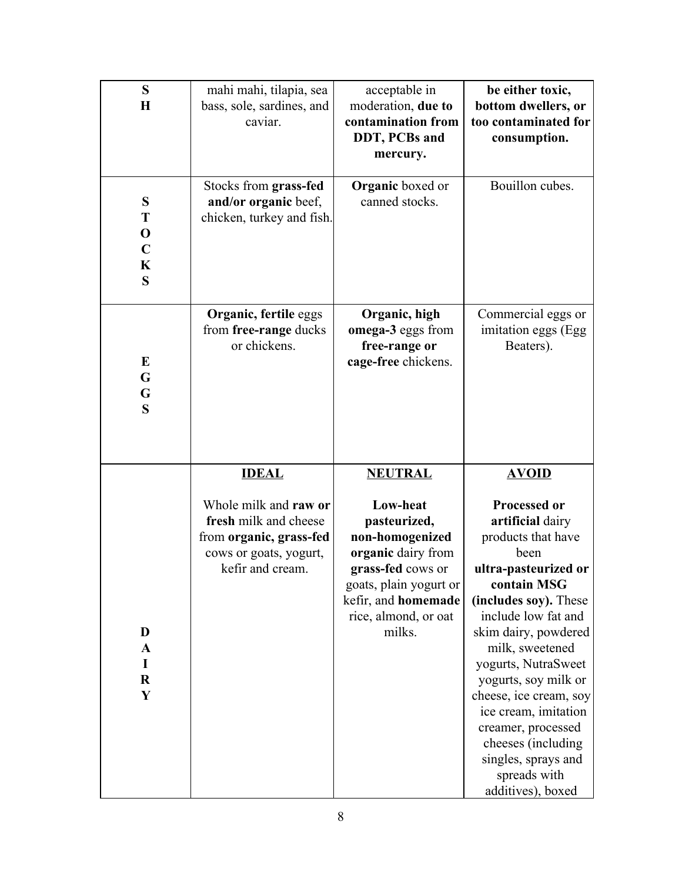| | | | |
|---|---|---|---|
| S H | mahi mahi, tilapia, sea bass, sole, sardines, and caviar. | acceptable in moderation, **due to contamination from DDT, PCBs and mercury.** | **be either toxic, bottom dwellers, or too contaminated for consumption.** |
| STOCKS | Stocks from **grass-fed and/or organic** beef, chicken, turkey and fish. | **Organic** boxed or canned stocks. | Bouillon cubes. |
| EGGS | **Organic, fertile** eggs from **free-range** ducks or chickens. | **Organic, high omega-3** eggs from **free-range or cage-free** chickens. | Commercial eggs or imitation eggs (Egg Beaters). |
| | **IDEAL** | **NEUTRAL** | **AVOID** |
| DAIRY | Whole milk and **raw or fresh** milk and cheese from **organic, grass-fed** cows or goats, yogurt, kefir and cream. | **Low-heat pasteurized, non-homogenized organic** dairy from **grass-fed** cows or goats, plain yogurt or kefir, and **homemade** rice, almond, or oat milks. | **Processed or artificial** dairy products that have been **ultra-pasteurized or contain MSG (includes soy).** These include low fat and skim dairy, powdered milk, sweetened yogurts, NutraSweet yogurts, soy milk or cheese, ice cream, soy ice cream, imitation creamer, processed cheeses (including singles, sprays and spreads with additives), boxed |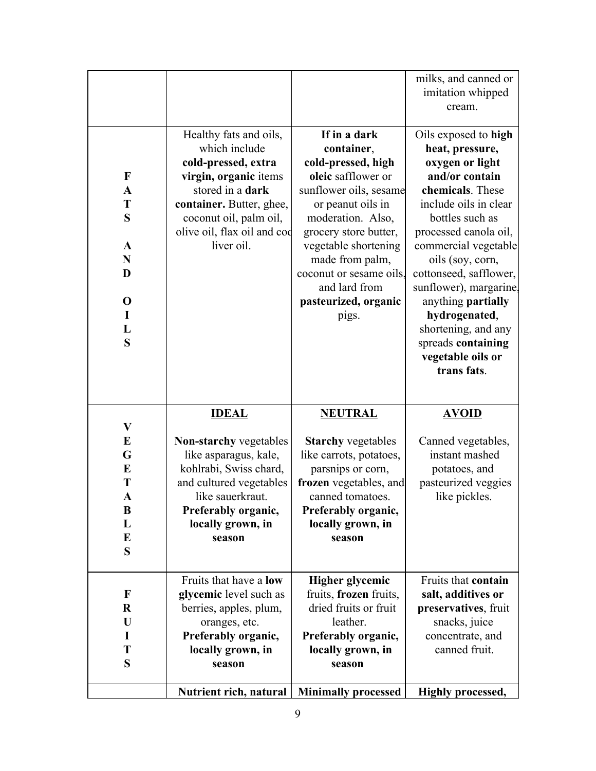| | | | |
|---|---|---|---|
| | | | milks, and canned or imitation whipped cream. |
| FATS AND OILS | Healthy fats and oils, which include **cold-pressed, extra virgin, organic** items stored in a **dark container.** Butter, ghee, coconut oil, palm oil, olive oil, flax oil and cod liver oil. | **If in a dark container**, **cold-pressed, high oleic** safflower or sunflower oils, sesame or peanut oils in moderation. Also, grocery store butter, vegetable shortening made from palm, coconut or sesame oils, and lard from **pasteurized, organic** pigs. | Oils exposed to **high heat, pressure, oxygen or light and/or contain chemicals**. These include oils in clear bottles such as processed canola oil, commercial vegetable oils (soy, corn, cottonseed, safflower, sunflower), margarine, anything **partially hydrogenated**, shortening, and any spreads **containing vegetable oils or trans fats**. |
| VEGETABLES | **IDEAL**<br><br>**Non-starchy** vegetables like asparagus, kale, kohlrabi, Swiss chard, and cultured vegetables like sauerkraut. **Preferably organic, locally grown, in season** | **NEUTRAL**<br><br>**Starchy** vegetables like carrots, potatoes, parsnips or corn, **frozen** vegetables, and canned tomatoes. **Preferably organic, locally grown, in season** | **AVOID**<br><br>Canned vegetables, instant mashed potatoes, and pasteurized veggies like pickles. |
| FRUITS | Fruits that have a **low glycemic** level such as berries, apples, plum, oranges, etc. **Preferably organic, locally grown, in season** | **Higher glycemic** fruits, **frozen** fruits, dried fruits or fruit leather. **Preferably organic, locally grown, in season** | Fruits that **contain salt, additives or preservatives**, fruit snacks, juice concentrate, and canned fruit. |
| | **Nutrient rich, natural** | **Minimally processed** | **Highly processed,** |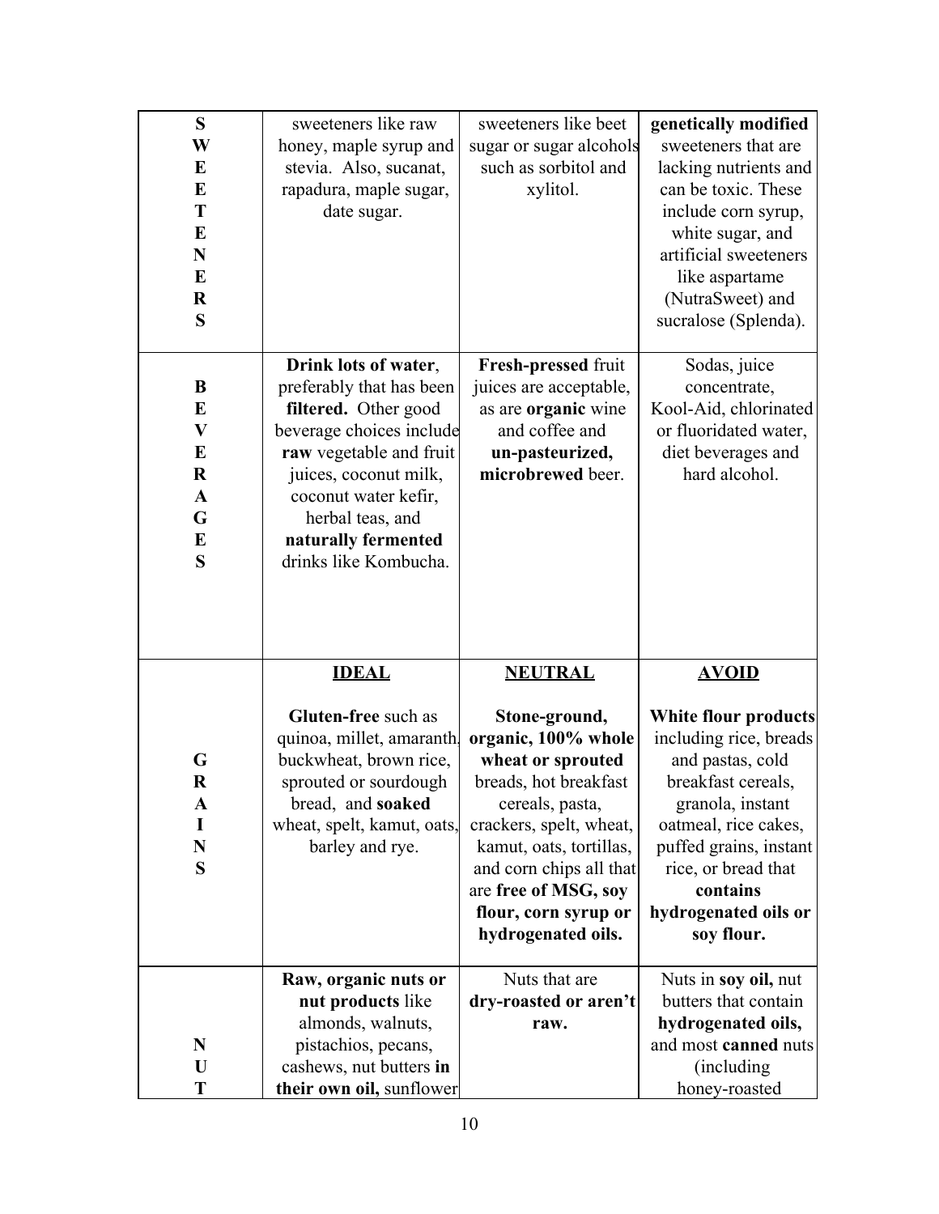| | | | |
|---|---|---|---|
| **SWEETENERS** | sweeteners like raw honey, maple syrup and stevia. Also, sucanat, rapadura, maple sugar, date sugar. | sweeteners like beet sugar or sugar alcohols such as sorbitol and xylitol. | **genetically modified** sweeteners that are lacking nutrients and can be toxic. These include corn syrup, white sugar, and artificial sweeteners like aspartame (NutraSweet) and sucralose (Splenda). |
| **BEVERAGES** | **Drink lots of water**, preferably that has been **filtered.** Other good beverage choices include **raw** vegetable and fruit juices, coconut milk, coconut water kefir, herbal teas, and **naturally fermented** drinks like Kombucha. | **Fresh-pressed** fruit juices are acceptable, as are **organic** wine and coffee and **un-pasteurized, microbrewed** beer. | Sodas, juice concentrate, Kool-Aid, chlorinated or fluoridated water, diet beverages and hard alcohol. |
| | **<u>IDEAL</u>** | **<u>NEUTRAL</u>** | **<u>AVOID</u>** |
| **GRAINS** | **Gluten-free** such as quinoa, millet, amaranth, buckwheat, brown rice, sprouted or sourdough bread, and **soaked** wheat, spelt, kamut, oats, barley and rye. | **Stone-ground, organic, 100% whole wheat or sprouted** breads, hot breakfast cereals, pasta, crackers, spelt, wheat, kamut, oats, tortillas, and corn chips all that are **free of MSG, soy flour, corn syrup or hydrogenated oils.** | **White flour products** including rice, breads and pastas, cold breakfast cereals, granola, instant oatmeal, rice cakes, puffed grains, instant rice, or bread that **contains hydrogenated oils or soy flour.** |
| **NUT** | **Raw, organic nuts or nut products** like almonds, walnuts, pistachios, pecans, cashews, nut butters **in their own oil,** sunflower | Nuts that are **dry-roasted or aren't raw.** | Nuts in **soy oil,** nut butters that contain **hydrogenated oils,** and most **canned** nuts (including honey-roasted |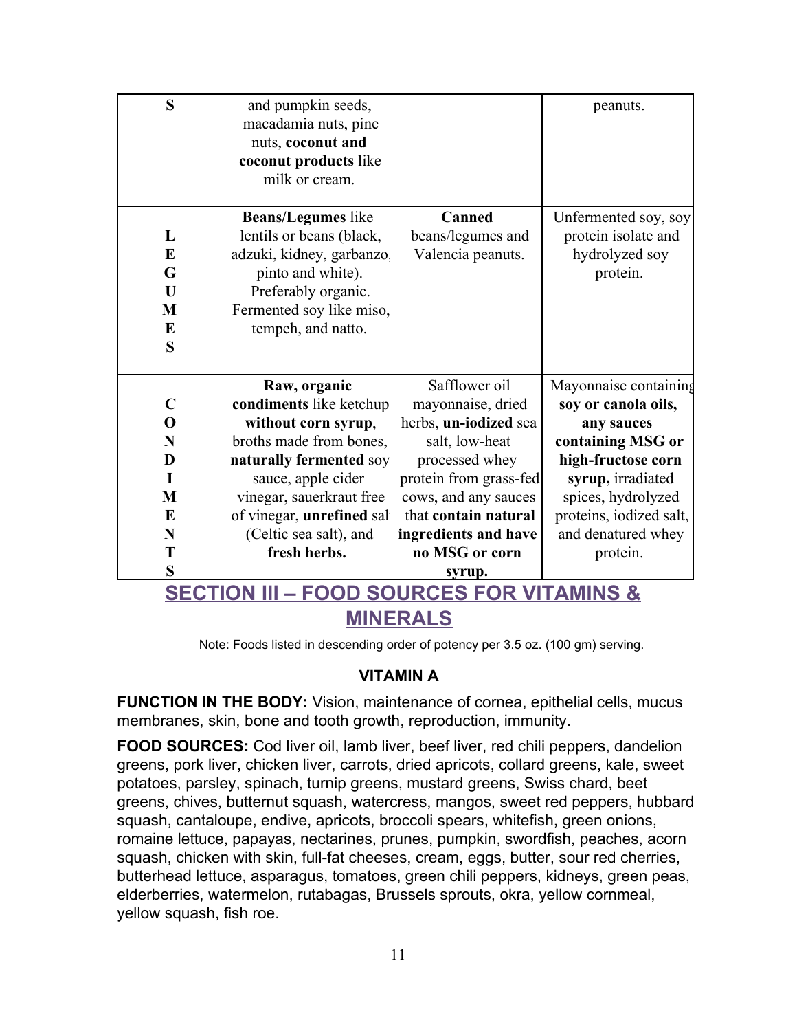| | | | |
|---|---|---|---|
| S | and pumpkin seeds, macadamia nuts, pine nuts, **coconut and coconut products** like milk or cream. | | peanuts. |
| LEGUMES | **Beans/Legumes** like lentils or beans (black, adzuki, kidney, garbanzo, pinto and white). Preferably organic. Fermented soy like miso, tempeh, and natto. | **Canned** beans/legumes and Valencia peanuts. | Unfermented soy, soy protein isolate and hydrolyzed soy protein. |
| CONDIMENTS | **Raw, organic condiments** like ketchup **without corn syrup**, broths made from bones, **naturally fermented** soy sauce, apple cider vinegar, sauerkraut free of vinegar, **unrefined** sal (Celtic sea salt), and **fresh herbs.** | Safflower oil mayonnaise, dried herbs, **un-iodized** sea salt, low-heat processed whey protein from grass-fed cows, and any sauces that **contain natural ingredients and have no MSG or corn syrup.** | Mayonnaise containing **soy or canola oils, any sauces containing MSG or high-fructose corn syrup,** irradiated spices, hydrolyzed proteins, iodized salt, and denatured whey protein. |

## SECTION III – FOOD SOURCES FOR VITAMINS & MINERALS

Note: Foods listed in descending order of potency per 3.5 oz. (100 gm) serving.

### VITAMIN A

**FUNCTION IN THE BODY:** Vision, maintenance of cornea, epithelial cells, mucus membranes, skin, bone and tooth growth, reproduction, immunity.

**FOOD SOURCES:** Cod liver oil, lamb liver, beef liver, red chili peppers, dandelion greens, pork liver, chicken liver, carrots, dried apricots, collard greens, kale, sweet potatoes, parsley, spinach, turnip greens, mustard greens, Swiss chard, beet greens, chives, butternut squash, watercress, mangos, sweet red peppers, hubbard squash, cantaloupe, endive, apricots, broccoli spears, whitefish, green onions, romaine lettuce, papayas, nectarines, prunes, pumpkin, swordfish, peaches, acorn squash, chicken with skin, full-fat cheeses, cream, eggs, butter, sour red cherries, butterhead lettuce, asparagus, tomatoes, green chili peppers, kidneys, green peas, elderberries, watermelon, rutabagas, Brussels sprouts, okra, yellow cornmeal, yellow squash, fish roe.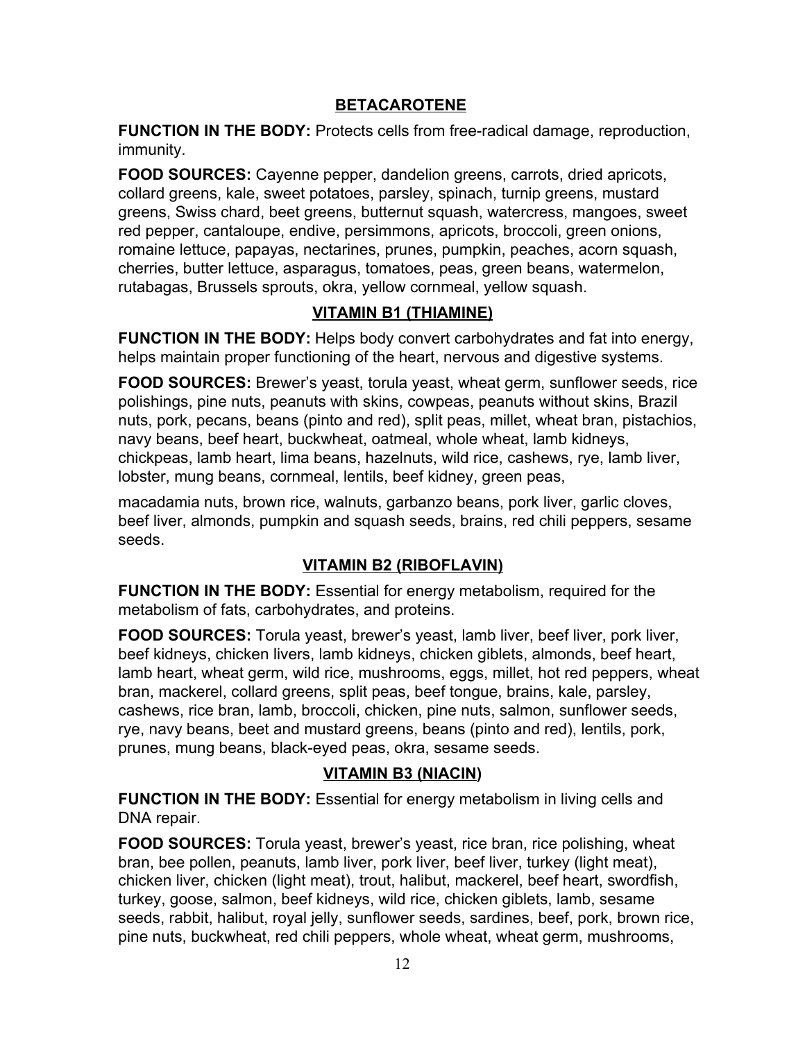## BETACAROTENE

**FUNCTION IN THE BODY:** Protects cells from free-radical damage, reproduction, immunity.

**FOOD SOURCES:** Cayenne pepper, dandelion greens, carrots, dried apricots, collard greens, kale, sweet potatoes, parsley, spinach, turnip greens, mustard greens, Swiss chard, beet greens, butternut squash, watercress, mangoes, sweet red pepper, cantaloupe, endive, persimmons, apricots, broccoli, green onions, romaine lettuce, papayas, nectarines, prunes, pumpkin, peaches, acorn squash, cherries, butter lettuce, asparagus, tomatoes, peas, green beans, watermelon, rutabagas, Brussels sprouts, okra, yellow cornmeal, yellow squash.

## VITAMIN B1 (THIAMINE)

**FUNCTION IN THE BODY:** Helps body convert carbohydrates and fat into energy, helps maintain proper functioning of the heart, nervous and digestive systems.

**FOOD SOURCES:** Brewer's yeast, torula yeast, wheat germ, sunflower seeds, rice polishings, pine nuts, peanuts with skins, cowpeas, peanuts without skins, Brazil nuts, pork, pecans, beans (pinto and red), split peas, millet, wheat bran, pistachios, navy beans, beef heart, buckwheat, oatmeal, whole wheat, lamb kidneys, chickpeas, lamb heart, lima beans, hazelnuts, wild rice, cashews, rye, lamb liver, lobster, mung beans, cornmeal, lentils, beef kidney, green peas,

macadamia nuts, brown rice, walnuts, garbanzo beans, pork liver, garlic cloves, beef liver, almonds, pumpkin and squash seeds, brains, red chili peppers, sesame seeds.

## VITAMIN B2 (RIBOFLAVIN)

**FUNCTION IN THE BODY:** Essential for energy metabolism, required for the metabolism of fats, carbohydrates, and proteins.

**FOOD SOURCES:** Torula yeast, brewer's yeast, lamb liver, beef liver, pork liver, beef kidneys, chicken livers, lamb kidneys, chicken giblets, almonds, beef heart, lamb heart, wheat germ, wild rice, mushrooms, eggs, millet, hot red peppers, wheat bran, mackerel, collard greens, split peas, beef tongue, brains, kale, parsley, cashews, rice bran, lamb, broccoli, chicken, pine nuts, salmon, sunflower seeds, rye, navy beans, beet and mustard greens, beans (pinto and red), lentils, pork, prunes, mung beans, black-eyed peas, okra, sesame seeds.

## VITAMIN B3 (NIACIN)

**FUNCTION IN THE BODY:** Essential for energy metabolism in living cells and DNA repair.

**FOOD SOURCES:** Torula yeast, brewer's yeast, rice bran, rice polishing, wheat bran, bee pollen, peanuts, lamb liver, pork liver, beef liver, turkey (light meat), chicken liver, chicken (light meat), trout, halibut, mackerel, beef heart, swordfish, turkey, goose, salmon, beef kidneys, wild rice, chicken giblets, lamb, sesame seeds, rabbit, halibut, royal jelly, sunflower seeds, sardines, beef, pork, brown rice, pine nuts, buckwheat, red chili peppers, whole wheat, wheat germ, mushrooms,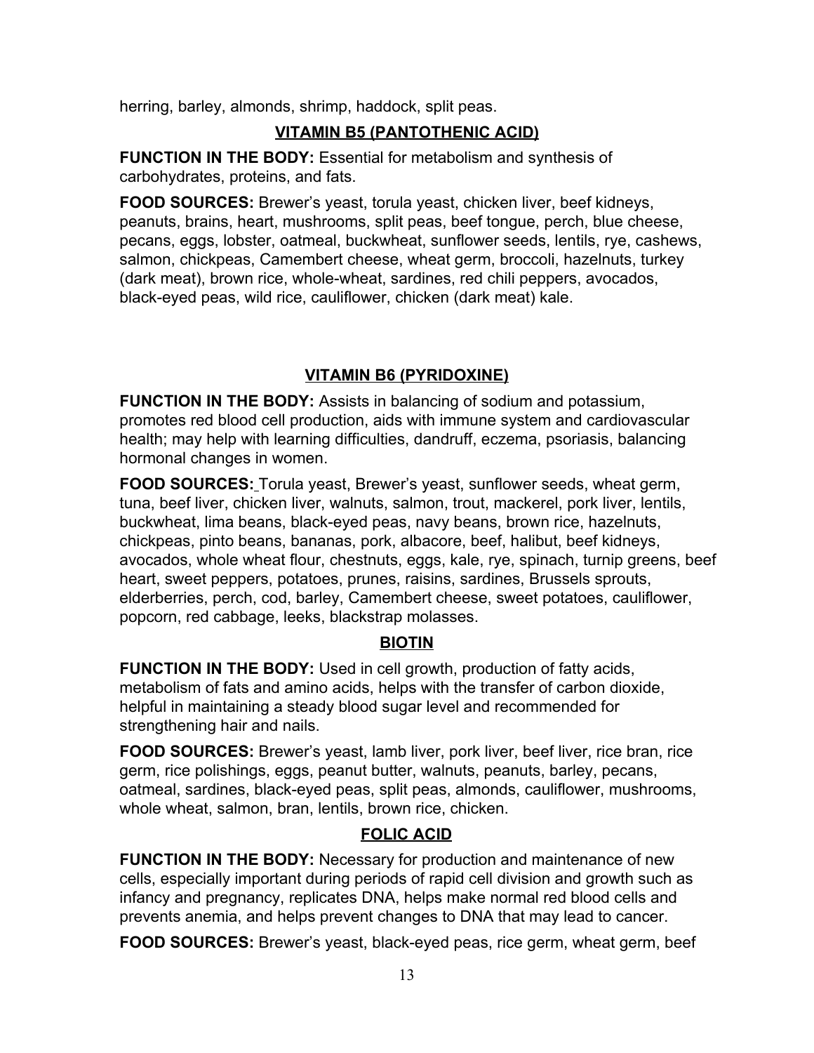herring, barley, almonds, shrimp, haddock, split peas.

## VITAMIN B5 (PANTOTHENIC ACID)

**FUNCTION IN THE BODY:** Essential for metabolism and synthesis of carbohydrates, proteins, and fats.

**FOOD SOURCES:** Brewer's yeast, torula yeast, chicken liver, beef kidneys, peanuts, brains, heart, mushrooms, split peas, beef tongue, perch, blue cheese, pecans, eggs, lobster, oatmeal, buckwheat, sunflower seeds, lentils, rye, cashews, salmon, chickpeas, Camembert cheese, wheat germ, broccoli, hazelnuts, turkey (dark meat), brown rice, whole-wheat, sardines, red chili peppers, avocados, black-eyed peas, wild rice, cauliflower, chicken (dark meat) kale.

## VITAMIN B6 (PYRIDOXINE)

**FUNCTION IN THE BODY:** Assists in balancing of sodium and potassium, promotes red blood cell production, aids with immune system and cardiovascular health; may help with learning difficulties, dandruff, eczema, psoriasis, balancing hormonal changes in women.

**FOOD SOURCES:** Torula yeast, Brewer's yeast, sunflower seeds, wheat germ, tuna, beef liver, chicken liver, walnuts, salmon, trout, mackerel, pork liver, lentils, buckwheat, lima beans, black-eyed peas, navy beans, brown rice, hazelnuts, chickpeas, pinto beans, bananas, pork, albacore, beef, halibut, beef kidneys, avocados, whole wheat flour, chestnuts, eggs, kale, rye, spinach, turnip greens, beef heart, sweet peppers, potatoes, prunes, raisins, sardines, Brussels sprouts, elderberries, perch, cod, barley, Camembert cheese, sweet potatoes, cauliflower, popcorn, red cabbage, leeks, blackstrap molasses.

## BIOTIN

**FUNCTION IN THE BODY:** Used in cell growth, production of fatty acids, metabolism of fats and amino acids, helps with the transfer of carbon dioxide, helpful in maintaining a steady blood sugar level and recommended for strengthening hair and nails.

**FOOD SOURCES:** Brewer's yeast, lamb liver, pork liver, beef liver, rice bran, rice germ, rice polishings, eggs, peanut butter, walnuts, peanuts, barley, pecans, oatmeal, sardines, black-eyed peas, split peas, almonds, cauliflower, mushrooms, whole wheat, salmon, bran, lentils, brown rice, chicken.

## FOLIC ACID

**FUNCTION IN THE BODY:** Necessary for production and maintenance of new cells, especially important during periods of rapid cell division and growth such as infancy and pregnancy, replicates DNA, helps make normal red blood cells and prevents anemia, and helps prevent changes to DNA that may lead to cancer.

**FOOD SOURCES:** Brewer's yeast, black-eyed peas, rice germ, wheat germ, beef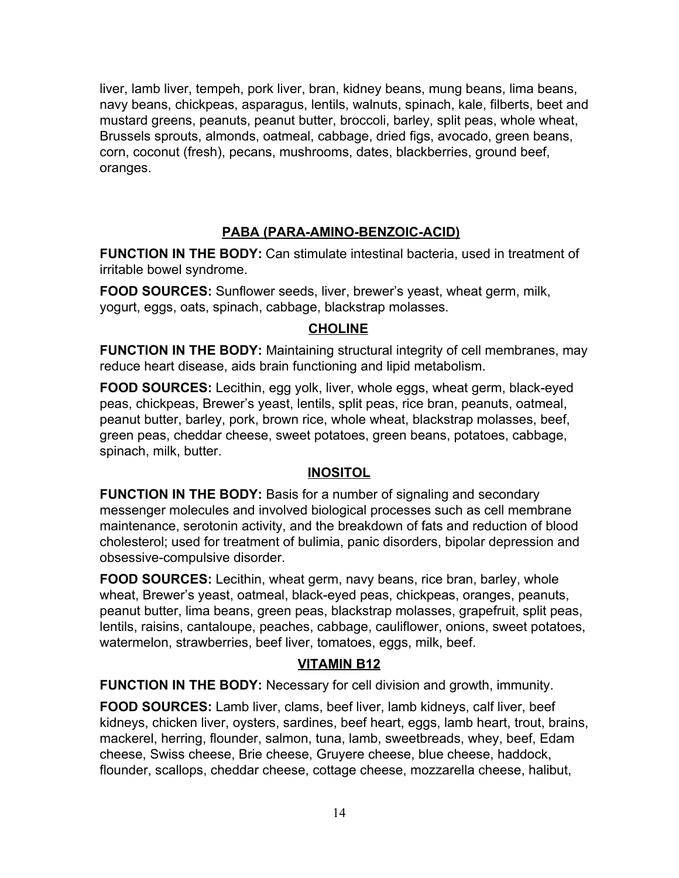liver, lamb liver, tempeh, pork liver, bran, kidney beans, mung beans, lima beans, navy beans, chickpeas, asparagus, lentils, walnuts, spinach, kale, filberts, beet and mustard greens, peanuts, peanut butter, broccoli, barley, split peas, whole wheat, Brussels sprouts, almonds, oatmeal, cabbage, dried figs, avocado, green beans, corn, coconut (fresh), pecans, mushrooms, dates, blackberries, ground beef, oranges.

## PABA (PARA-AMINO-BENZOIC-ACID)

**FUNCTION IN THE BODY:** Can stimulate intestinal bacteria, used in treatment of irritable bowel syndrome.

**FOOD SOURCES:** Sunflower seeds, liver, brewer's yeast, wheat germ, milk, yogurt, eggs, oats, spinach, cabbage, blackstrap molasses.

## CHOLINE

**FUNCTION IN THE BODY:** Maintaining structural integrity of cell membranes, may reduce heart disease, aids brain functioning and lipid metabolism.

**FOOD SOURCES:** Lecithin, egg yolk, liver, whole eggs, wheat germ, black-eyed peas, chickpeas, Brewer's yeast, lentils, split peas, rice bran, peanuts, oatmeal, peanut butter, barley, pork, brown rice, whole wheat, blackstrap molasses, beef, green peas, cheddar cheese, sweet potatoes, green beans, potatoes, cabbage, spinach, milk, butter.

## INOSITOL

**FUNCTION IN THE BODY:** Basis for a number of signaling and secondary messenger molecules and involved biological processes such as cell membrane maintenance, serotonin activity, and the breakdown of fats and reduction of blood cholesterol; used for treatment of bulimia, panic disorders, bipolar depression and obsessive-compulsive disorder.

**FOOD SOURCES:** Lecithin, wheat germ, navy beans, rice bran, barley, whole wheat, Brewer's yeast, oatmeal, black-eyed peas, chickpeas, oranges, peanuts, peanut butter, lima beans, green peas, blackstrap molasses, grapefruit, split peas, lentils, raisins, cantaloupe, peaches, cabbage, cauliflower, onions, sweet potatoes, watermelon, strawberries, beef liver, tomatoes, eggs, milk, beef.

## VITAMIN B12

**FUNCTION IN THE BODY:** Necessary for cell division and growth, immunity.

**FOOD SOURCES:** Lamb liver, clams, beef liver, lamb kidneys, calf liver, beef kidneys, chicken liver, oysters, sardines, beef heart, eggs, lamb heart, trout, brains, mackerel, herring, flounder, salmon, tuna, lamb, sweetbreads, whey, beef, Edam cheese, Swiss cheese, Brie cheese, Gruyere cheese, blue cheese, haddock, flounder, scallops, cheddar cheese, cottage cheese, mozzarella cheese, halibut,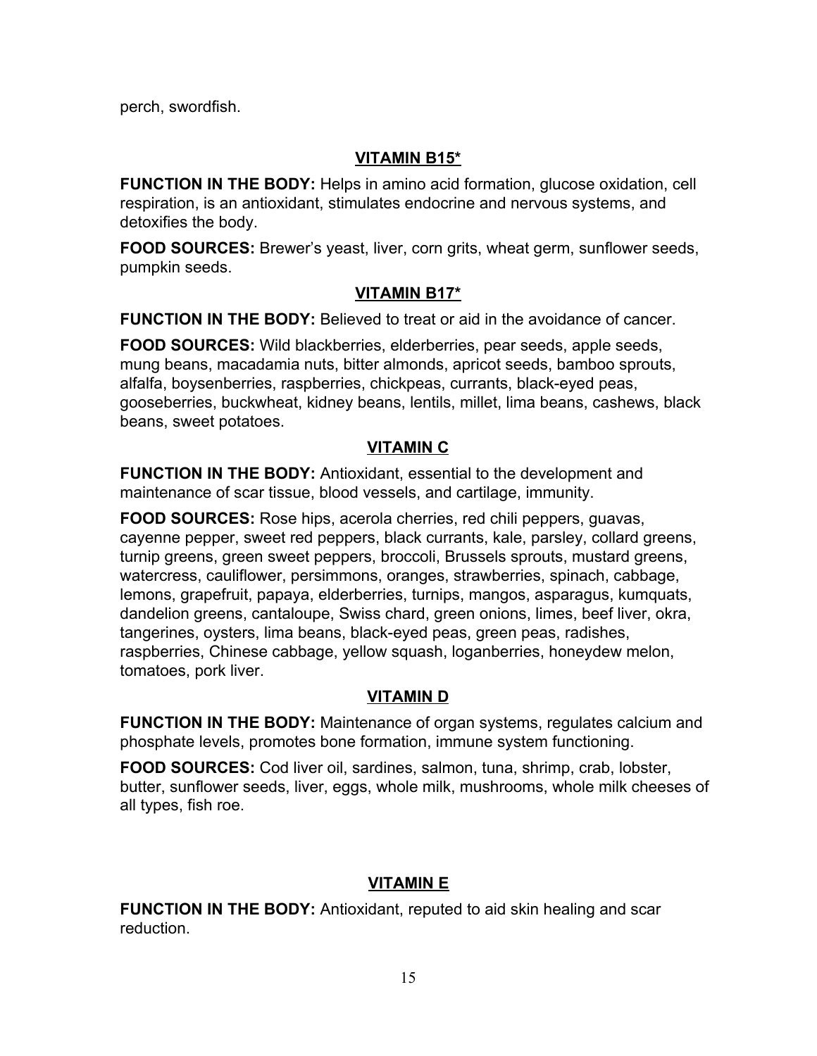perch, swordfish.

## VITAMIN B15*

**FUNCTION IN THE BODY:** Helps in amino acid formation, glucose oxidation, cell respiration, is an antioxidant, stimulates endocrine and nervous systems, and detoxifies the body.

**FOOD SOURCES:** Brewer's yeast, liver, corn grits, wheat germ, sunflower seeds, pumpkin seeds.

## VITAMIN B17*

**FUNCTION IN THE BODY:** Believed to treat or aid in the avoidance of cancer.

**FOOD SOURCES:** Wild blackberries, elderberries, pear seeds, apple seeds, mung beans, macadamia nuts, bitter almonds, apricot seeds, bamboo sprouts, alfalfa, boysenberries, raspberries, chickpeas, currants, black-eyed peas, gooseberries, buckwheat, kidney beans, lentils, millet, lima beans, cashews, black beans, sweet potatoes.

## VITAMIN C

**FUNCTION IN THE BODY:** Antioxidant, essential to the development and maintenance of scar tissue, blood vessels, and cartilage, immunity.

**FOOD SOURCES:** Rose hips, acerola cherries, red chili peppers, guavas, cayenne pepper, sweet red peppers, black currants, kale, parsley, collard greens, turnip greens, green sweet peppers, broccoli, Brussels sprouts, mustard greens, watercress, cauliflower, persimmons, oranges, strawberries, spinach, cabbage, lemons, grapefruit, papaya, elderberries, turnips, mangos, asparagus, kumquats, dandelion greens, cantaloupe, Swiss chard, green onions, limes, beef liver, okra, tangerines, oysters, lima beans, black-eyed peas, green peas, radishes, raspberries, Chinese cabbage, yellow squash, loganberries, honeydew melon, tomatoes, pork liver.

## VITAMIN D

**FUNCTION IN THE BODY:** Maintenance of organ systems, regulates calcium and phosphate levels, promotes bone formation, immune system functioning.

**FOOD SOURCES:** Cod liver oil, sardines, salmon, tuna, shrimp, crab, lobster, butter, sunflower seeds, liver, eggs, whole milk, mushrooms, whole milk cheeses of all types, fish roe.

## VITAMIN E

**FUNCTION IN THE BODY:** Antioxidant, reputed to aid skin healing and scar reduction.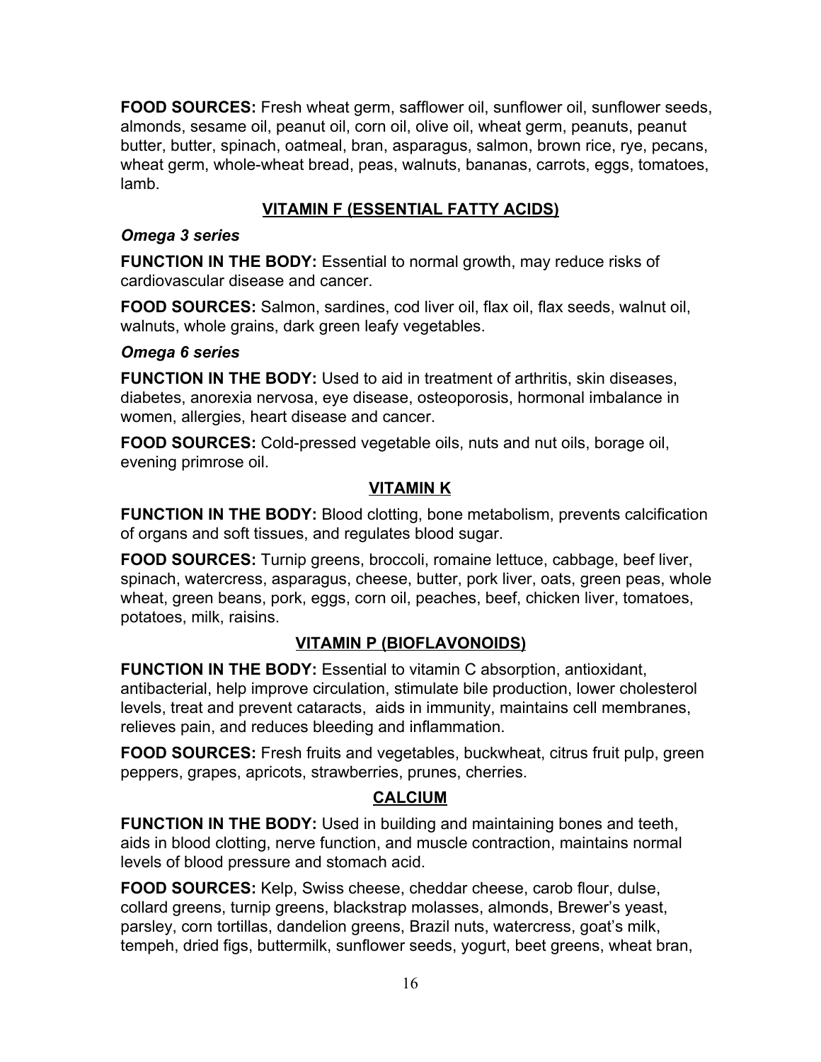**FOOD SOURCES:** Fresh wheat germ, safflower oil, sunflower oil, sunflower seeds, almonds, sesame oil, peanut oil, corn oil, olive oil, wheat germ, peanuts, peanut butter, butter, spinach, oatmeal, bran, asparagus, salmon, brown rice, rye, pecans, wheat germ, whole-wheat bread, peas, walnuts, bananas, carrots, eggs, tomatoes, lamb.

## VITAMIN F (ESSENTIAL FATTY ACIDS)

***Omega 3 series***

**FUNCTION IN THE BODY:** Essential to normal growth, may reduce risks of cardiovascular disease and cancer.

**FOOD SOURCES:** Salmon, sardines, cod liver oil, flax oil, flax seeds, walnut oil, walnuts, whole grains, dark green leafy vegetables.

***Omega 6 series***

**FUNCTION IN THE BODY:** Used to aid in treatment of arthritis, skin diseases, diabetes, anorexia nervosa, eye disease, osteoporosis, hormonal imbalance in women, allergies, heart disease and cancer.

**FOOD SOURCES:** Cold-pressed vegetable oils, nuts and nut oils, borage oil, evening primrose oil.

## VITAMIN K

**FUNCTION IN THE BODY:** Blood clotting, bone metabolism, prevents calcification of organs and soft tissues, and regulates blood sugar.

**FOOD SOURCES:** Turnip greens, broccoli, romaine lettuce, cabbage, beef liver, spinach, watercress, asparagus, cheese, butter, pork liver, oats, green peas, whole wheat, green beans, pork, eggs, corn oil, peaches, beef, chicken liver, tomatoes, potatoes, milk, raisins.

## VITAMIN P (BIOFLAVONOIDS)

**FUNCTION IN THE BODY:** Essential to vitamin C absorption, antioxidant, antibacterial, help improve circulation, stimulate bile production, lower cholesterol levels, treat and prevent cataracts, aids in immunity, maintains cell membranes, relieves pain, and reduces bleeding and inflammation.

**FOOD SOURCES:** Fresh fruits and vegetables, buckwheat, citrus fruit pulp, green peppers, grapes, apricots, strawberries, prunes, cherries.

## CALCIUM

**FUNCTION IN THE BODY:** Used in building and maintaining bones and teeth, aids in blood clotting, nerve function, and muscle contraction, maintains normal levels of blood pressure and stomach acid.

**FOOD SOURCES:** Kelp, Swiss cheese, cheddar cheese, carob flour, dulse, collard greens, turnip greens, blackstrap molasses, almonds, Brewer's yeast, parsley, corn tortillas, dandelion greens, Brazil nuts, watercress, goat's milk, tempeh, dried figs, buttermilk, sunflower seeds, yogurt, beet greens, wheat bran,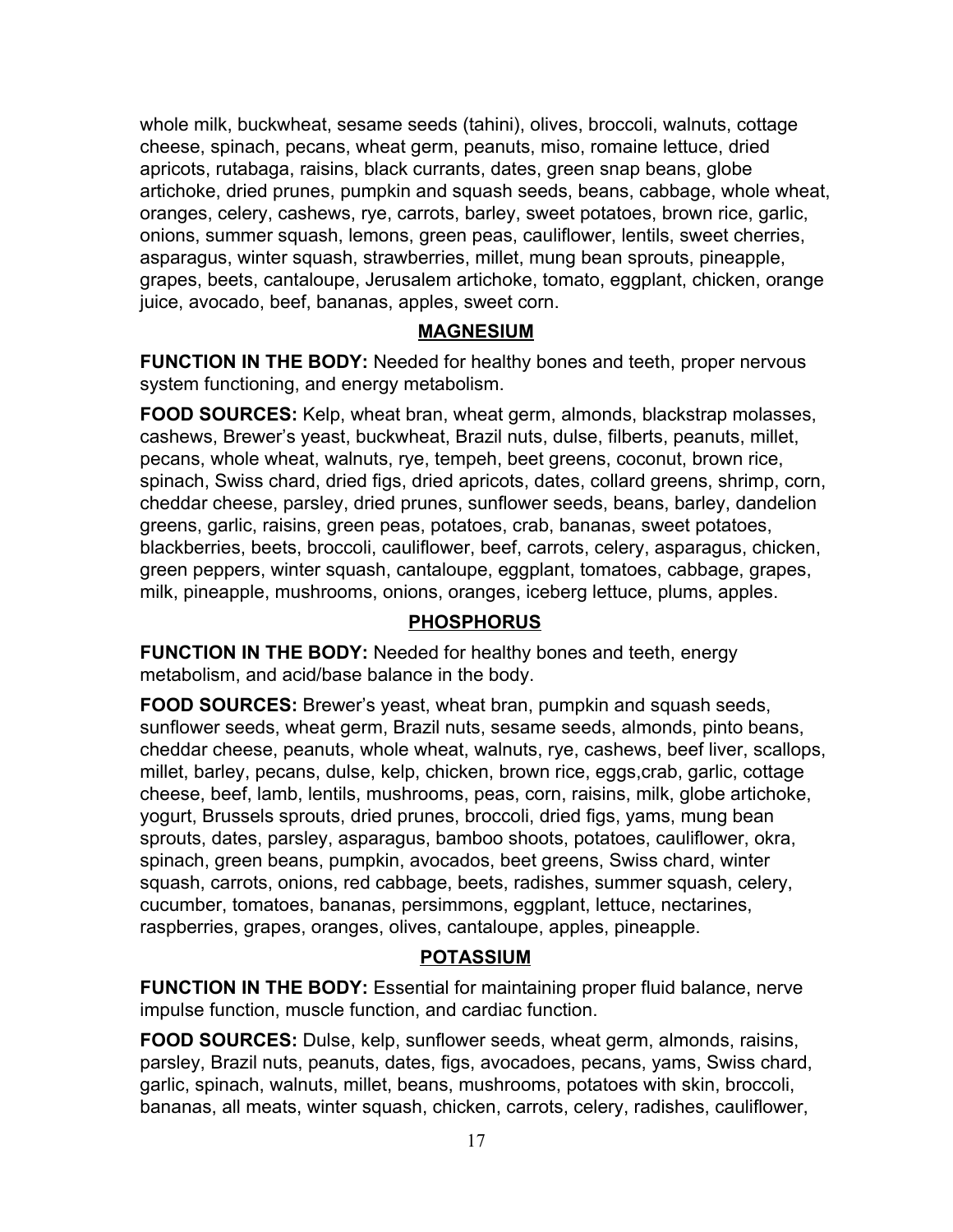whole milk, buckwheat, sesame seeds (tahini), olives, broccoli, walnuts, cottage cheese, spinach, pecans, wheat germ, peanuts, miso, romaine lettuce, dried apricots, rutabaga, raisins, black currants, dates, green snap beans, globe artichoke, dried prunes, pumpkin and squash seeds, beans, cabbage, whole wheat, oranges, celery, cashews, rye, carrots, barley, sweet potatoes, brown rice, garlic, onions, summer squash, lemons, green peas, cauliflower, lentils, sweet cherries, asparagus, winter squash, strawberries, millet, mung bean sprouts, pineapple, grapes, beets, cantaloupe, Jerusalem artichoke, tomato, eggplant, chicken, orange juice, avocado, beef, bananas, apples, sweet corn.

## MAGNESIUM

**FUNCTION IN THE BODY:** Needed for healthy bones and teeth, proper nervous system functioning, and energy metabolism.

**FOOD SOURCES:** Kelp, wheat bran, wheat germ, almonds, blackstrap molasses, cashews, Brewer's yeast, buckwheat, Brazil nuts, dulse, filberts, peanuts, millet, pecans, whole wheat, walnuts, rye, tempeh, beet greens, coconut, brown rice, spinach, Swiss chard, dried figs, dried apricots, dates, collard greens, shrimp, corn, cheddar cheese, parsley, dried prunes, sunflower seeds, beans, barley, dandelion greens, garlic, raisins, green peas, potatoes, crab, bananas, sweet potatoes, blackberries, beets, broccoli, cauliflower, beef, carrots, celery, asparagus, chicken, green peppers, winter squash, cantaloupe, eggplant, tomatoes, cabbage, grapes, milk, pineapple, mushrooms, onions, oranges, iceberg lettuce, plums, apples.

## PHOSPHORUS

**FUNCTION IN THE BODY:** Needed for healthy bones and teeth, energy metabolism, and acid/base balance in the body.

**FOOD SOURCES:** Brewer's yeast, wheat bran, pumpkin and squash seeds, sunflower seeds, wheat germ, Brazil nuts, sesame seeds, almonds, pinto beans, cheddar cheese, peanuts, whole wheat, walnuts, rye, cashews, beef liver, scallops, millet, barley, pecans, dulse, kelp, chicken, brown rice, eggs,crab, garlic, cottage cheese, beef, lamb, lentils, mushrooms, peas, corn, raisins, milk, globe artichoke, yogurt, Brussels sprouts, dried prunes, broccoli, dried figs, yams, mung bean sprouts, dates, parsley, asparagus, bamboo shoots, potatoes, cauliflower, okra, spinach, green beans, pumpkin, avocados, beet greens, Swiss chard, winter squash, carrots, onions, red cabbage, beets, radishes, summer squash, celery, cucumber, tomatoes, bananas, persimmons, eggplant, lettuce, nectarines, raspberries, grapes, oranges, olives, cantaloupe, apples, pineapple.

## POTASSIUM

**FUNCTION IN THE BODY:** Essential for maintaining proper fluid balance, nerve impulse function, muscle function, and cardiac function.

**FOOD SOURCES:** Dulse, kelp, sunflower seeds, wheat germ, almonds, raisins, parsley, Brazil nuts, peanuts, dates, figs, avocadoes, pecans, yams, Swiss chard, garlic, spinach, walnuts, millet, beans, mushrooms, potatoes with skin, broccoli, bananas, all meats, winter squash, chicken, carrots, celery, radishes, cauliflower,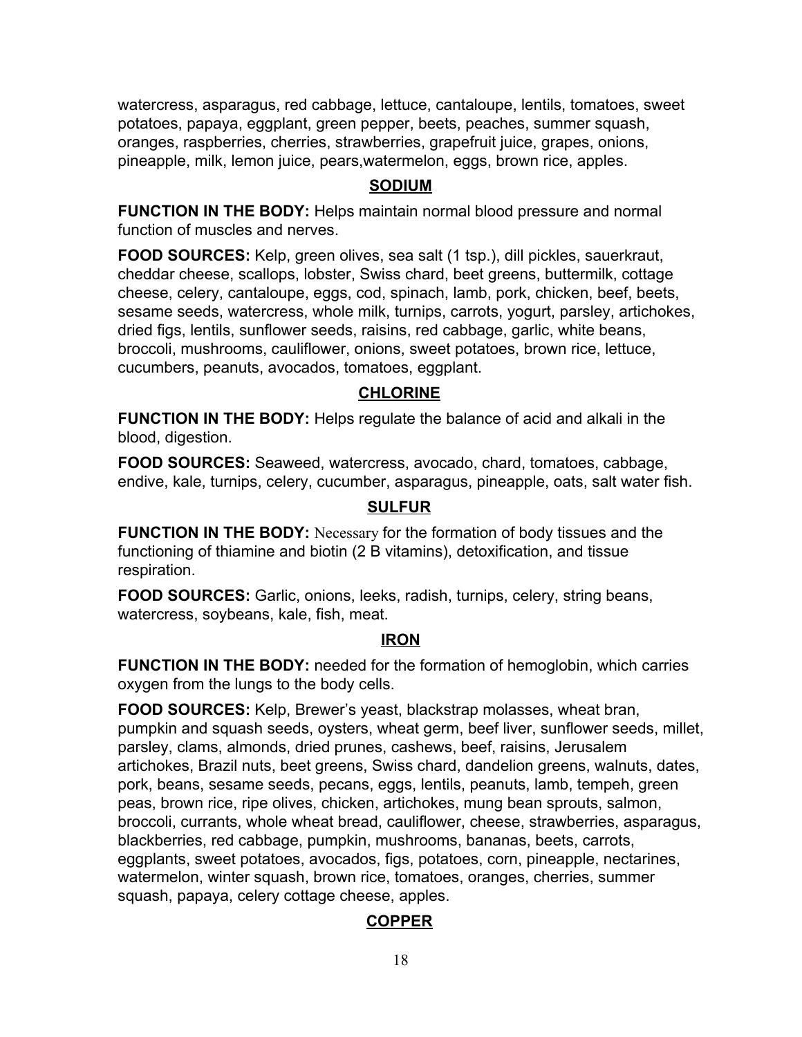watercress, asparagus, red cabbage, lettuce, cantaloupe, lentils, tomatoes, sweet potatoes, papaya, eggplant, green pepper, beets, peaches, summer squash, oranges, raspberries, cherries, strawberries, grapefruit juice, grapes, onions, pineapple, milk, lemon juice, pears,watermelon, eggs, brown rice, apples.

## SODIUM

**FUNCTION IN THE BODY:** Helps maintain normal blood pressure and normal function of muscles and nerves.

**FOOD SOURCES:** Kelp, green olives, sea salt (1 tsp.), dill pickles, sauerkraut, cheddar cheese, scallops, lobster, Swiss chard, beet greens, buttermilk, cottage cheese, celery, cantaloupe, eggs, cod, spinach, lamb, pork, chicken, beef, beets, sesame seeds, watercress, whole milk, turnips, carrots, yogurt, parsley, artichokes, dried figs, lentils, sunflower seeds, raisins, red cabbage, garlic, white beans, broccoli, mushrooms, cauliflower, onions, sweet potatoes, brown rice, lettuce, cucumbers, peanuts, avocados, tomatoes, eggplant.

## CHLORINE

**FUNCTION IN THE BODY:** Helps regulate the balance of acid and alkali in the blood, digestion.

**FOOD SOURCES:** Seaweed, watercress, avocado, chard, tomatoes, cabbage, endive, kale, turnips, celery, cucumber, asparagus, pineapple, oats, salt water fish.

## SULFUR

**FUNCTION IN THE BODY:** Necessary for the formation of body tissues and the functioning of thiamine and biotin (2 B vitamins), detoxification, and tissue respiration.

**FOOD SOURCES:** Garlic, onions, leeks, radish, turnips, celery, string beans, watercress, soybeans, kale, fish, meat.

## IRON

**FUNCTION IN THE BODY:** needed for the formation of hemoglobin, which carries oxygen from the lungs to the body cells.

**FOOD SOURCES:** Kelp, Brewer's yeast, blackstrap molasses, wheat bran, pumpkin and squash seeds, oysters, wheat germ, beef liver, sunflower seeds, millet, parsley, clams, almonds, dried prunes, cashews, beef, raisins, Jerusalem artichokes, Brazil nuts, beet greens, Swiss chard, dandelion greens, walnuts, dates, pork, beans, sesame seeds, pecans, eggs, lentils, peanuts, lamb, tempeh, green peas, brown rice, ripe olives, chicken, artichokes, mung bean sprouts, salmon, broccoli, currants, whole wheat bread, cauliflower, cheese, strawberries, asparagus, blackberries, red cabbage, pumpkin, mushrooms, bananas, beets, carrots, eggplants, sweet potatoes, avocados, figs, potatoes, corn, pineapple, nectarines, watermelon, winter squash, brown rice, tomatoes, oranges, cherries, summer squash, papaya, celery cottage cheese, apples.

## COPPER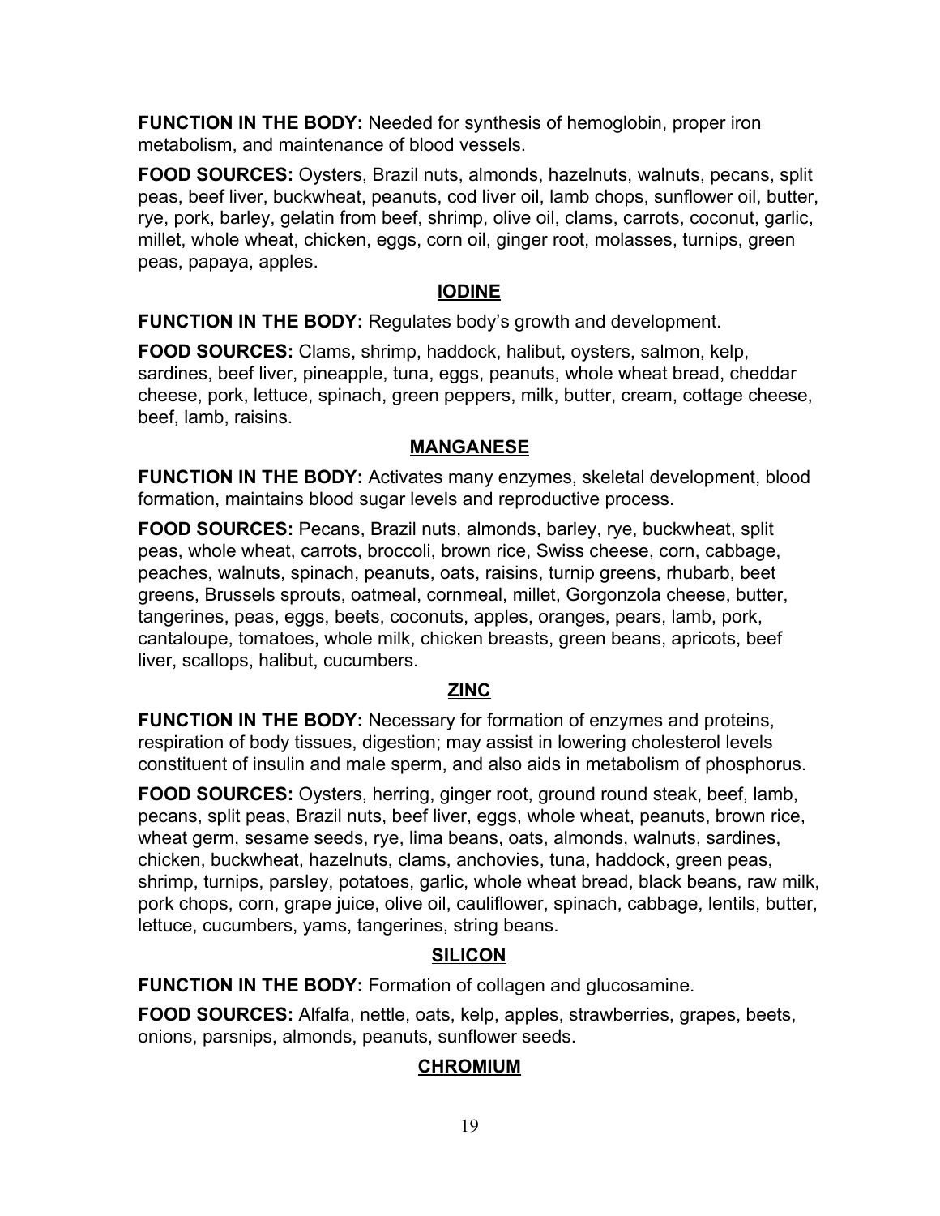**FUNCTION IN THE BODY:** Needed for synthesis of hemoglobin, proper iron metabolism, and maintenance of blood vessels.

**FOOD SOURCES:** Oysters, Brazil nuts, almonds, hazelnuts, walnuts, pecans, split peas, beef liver, buckwheat, peanuts, cod liver oil, lamb chops, sunflower oil, butter, rye, pork, barley, gelatin from beef, shrimp, olive oil, clams, carrots, coconut, garlic, millet, whole wheat, chicken, eggs, corn oil, ginger root, molasses, turnips, green peas, papaya, apples.

## IODINE

**FUNCTION IN THE BODY:** Regulates body's growth and development.

**FOOD SOURCES:** Clams, shrimp, haddock, halibut, oysters, salmon, kelp, sardines, beef liver, pineapple, tuna, eggs, peanuts, whole wheat bread, cheddar cheese, pork, lettuce, spinach, green peppers, milk, butter, cream, cottage cheese, beef, lamb, raisins.

## MANGANESE

**FUNCTION IN THE BODY:** Activates many enzymes, skeletal development, blood formation, maintains blood sugar levels and reproductive process.

**FOOD SOURCES:** Pecans, Brazil nuts, almonds, barley, rye, buckwheat, split peas, whole wheat, carrots, broccoli, brown rice, Swiss cheese, corn, cabbage, peaches, walnuts, spinach, peanuts, oats, raisins, turnip greens, rhubarb, beet greens, Brussels sprouts, oatmeal, cornmeal, millet, Gorgonzola cheese, butter, tangerines, peas, eggs, beets, coconuts, apples, oranges, pears, lamb, pork, cantaloupe, tomatoes, whole milk, chicken breasts, green beans, apricots, beef liver, scallops, halibut, cucumbers.

## ZINC

**FUNCTION IN THE BODY:** Necessary for formation of enzymes and proteins, respiration of body tissues, digestion; may assist in lowering cholesterol levels constituent of insulin and male sperm, and also aids in metabolism of phosphorus.

**FOOD SOURCES:** Oysters, herring, ginger root, ground round steak, beef, lamb, pecans, split peas, Brazil nuts, beef liver, eggs, whole wheat, peanuts, brown rice, wheat germ, sesame seeds, rye, lima beans, oats, almonds, walnuts, sardines, chicken, buckwheat, hazelnuts, clams, anchovies, tuna, haddock, green peas, shrimp, turnips, parsley, potatoes, garlic, whole wheat bread, black beans, raw milk, pork chops, corn, grape juice, olive oil, cauliflower, spinach, cabbage, lentils, butter, lettuce, cucumbers, yams, tangerines, string beans.

## SILICON

**FUNCTION IN THE BODY:** Formation of collagen and glucosamine.

**FOOD SOURCES:** Alfalfa, nettle, oats, kelp, apples, strawberries, grapes, beets, onions, parsnips, almonds, peanuts, sunflower seeds.

## CHROMIUM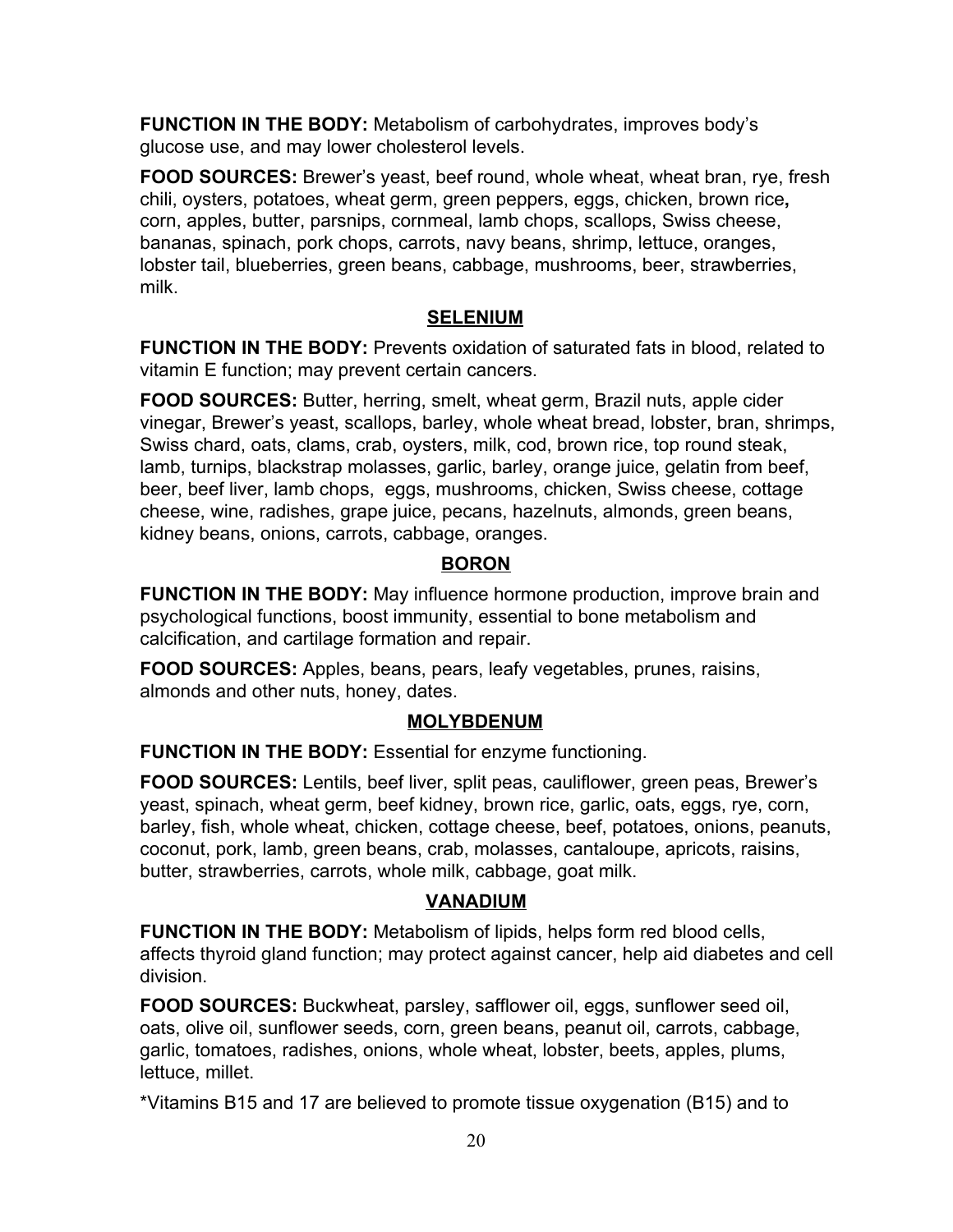**FUNCTION IN THE BODY:** Metabolism of carbohydrates, improves body's glucose use, and may lower cholesterol levels.

**FOOD SOURCES:** Brewer's yeast, beef round, whole wheat, wheat bran, rye, fresh chili, oysters, potatoes, wheat germ, green peppers, eggs, chicken, brown rice**,** corn, apples, butter, parsnips, cornmeal, lamb chops, scallops, Swiss cheese, bananas, spinach, pork chops, carrots, navy beans, shrimp, lettuce, oranges, lobster tail, blueberries, green beans, cabbage, mushrooms, beer, strawberries, milk.

## SELENIUM

**FUNCTION IN THE BODY:** Prevents oxidation of saturated fats in blood, related to vitamin E function; may prevent certain cancers.

**FOOD SOURCES:** Butter, herring, smelt, wheat germ, Brazil nuts, apple cider vinegar, Brewer's yeast, scallops, barley, whole wheat bread, lobster, bran, shrimps, Swiss chard, oats, clams, crab, oysters, milk, cod, brown rice, top round steak, lamb, turnips, blackstrap molasses, garlic, barley, orange juice, gelatin from beef, beer, beef liver, lamb chops, eggs, mushrooms, chicken, Swiss cheese, cottage cheese, wine, radishes, grape juice, pecans, hazelnuts, almonds, green beans, kidney beans, onions, carrots, cabbage, oranges.

## BORON

**FUNCTION IN THE BODY:** May influence hormone production, improve brain and psychological functions, boost immunity, essential to bone metabolism and calcification, and cartilage formation and repair.

**FOOD SOURCES:** Apples, beans, pears, leafy vegetables, prunes, raisins, almonds and other nuts, honey, dates.

## MOLYBDENUM

**FUNCTION IN THE BODY:** Essential for enzyme functioning.

**FOOD SOURCES:** Lentils, beef liver, split peas, cauliflower, green peas, Brewer's yeast, spinach, wheat germ, beef kidney, brown rice, garlic, oats, eggs, rye, corn, barley, fish, whole wheat, chicken, cottage cheese, beef, potatoes, onions, peanuts, coconut, pork, lamb, green beans, crab, molasses, cantaloupe, apricots, raisins, butter, strawberries, carrots, whole milk, cabbage, goat milk.

## VANADIUM

**FUNCTION IN THE BODY:** Metabolism of lipids, helps form red blood cells, affects thyroid gland function; may protect against cancer, help aid diabetes and cell division.

**FOOD SOURCES:** Buckwheat, parsley, safflower oil, eggs, sunflower seed oil, oats, olive oil, sunflower seeds, corn, green beans, peanut oil, carrots, cabbage, garlic, tomatoes, radishes, onions, whole wheat, lobster, beets, apples, plums, lettuce, millet.

*Vitamins B15 and 17 are believed to promote tissue oxygenation (B15) and to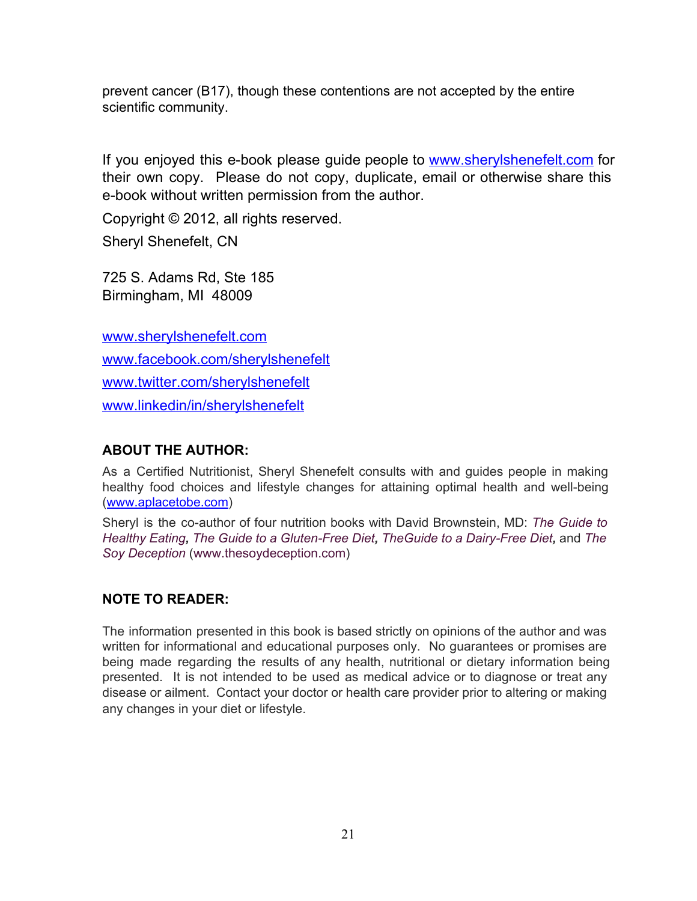prevent cancer (B17), though these contentions are not accepted by the entire scientific community.

If you enjoyed this e-book please guide people to www.sherylshenefelt.com for their own copy. Please do not copy, duplicate, email or otherwise share this e-book without written permission from the author.

Copyright © 2012, all rights reserved.

Sheryl Shenefelt, CN

725 S. Adams Rd, Ste 185
Birmingham, MI 48009

www.sherylshenefelt.com

www.facebook.com/sherylshenefelt

www.twitter.com/sherylshenefelt

www.linkedin/in/sherylshenefelt

## ABOUT THE AUTHOR:

As a Certified Nutritionist, Sheryl Shenefelt consults with and guides people in making healthy food choices and lifestyle changes for attaining optimal health and well-being (www.aplacetobe.com)

Sheryl is the co-author of four nutrition books with David Brownstein, MD: *The Guide to Healthy Eating*, *The Guide to a Gluten-Free Diet*, *TheGuide to a Dairy-Free Diet*, and *The Soy Deception* (www.thesoydeception.com)

## NOTE TO READER:

The information presented in this book is based strictly on opinions of the author and was written for informational and educational purposes only. No guarantees or promises are being made regarding the results of any health, nutritional or dietary information being presented. It is not intended to be used as medical advice or to diagnose or treat any disease or ailment. Contact your doctor or health care provider prior to altering or making any changes in your diet or lifestyle.